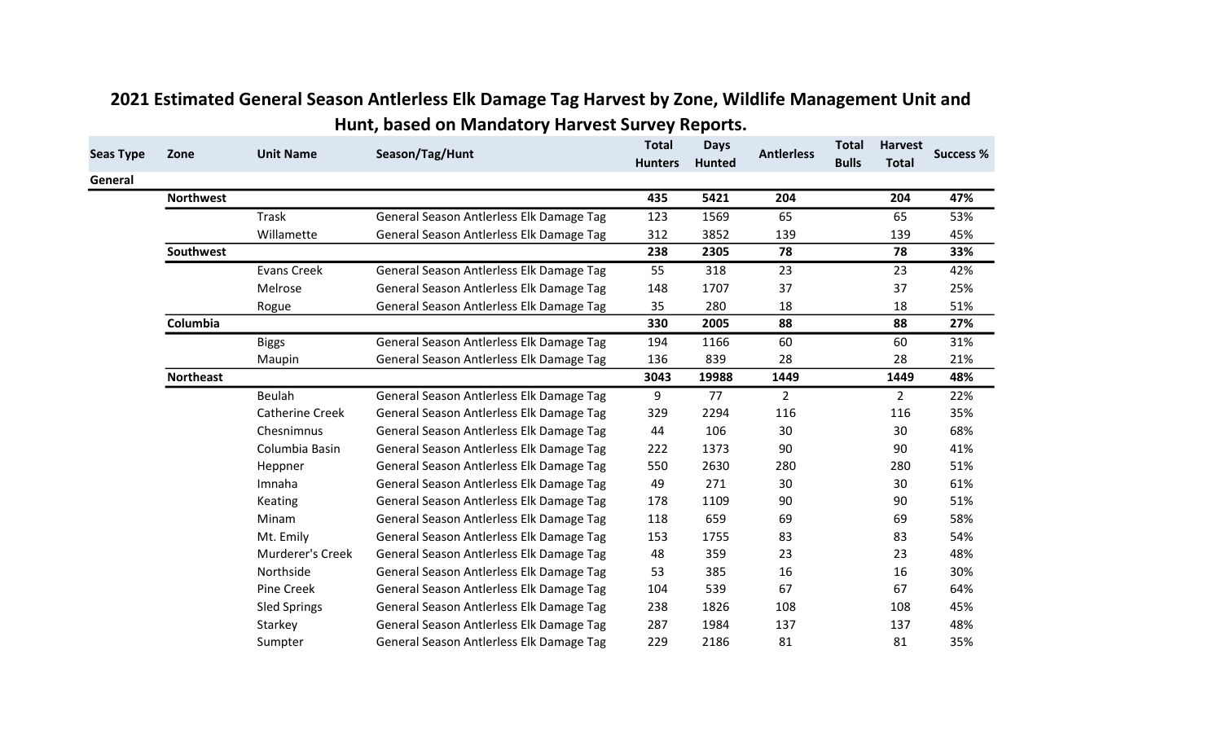## 2021 Estimated General Season Antlerless Elk Damage Tag Harvest by Zone, Wildlife Management Unit and Hunt, based on Mandatory Harvest Survey Reports.

| Seas Type | Zone | Unit Name | Season/Tag/Hunt | Total Hunters | Days Hunted | Antlerless | Total Bulls | Harvest Total | Success % |
|---|---|---|---|---|---|---|---|---|---|
| **General** | | | | | | | | | |
| | **Northwest** | | | **435** | **5421** | **204** | | **204** | **47%** |
| | | Trask | General Season Antlerless Elk Damage Tag | 123 | 1569 | 65 | | 65 | 53% |
| | | Willamette | General Season Antlerless Elk Damage Tag | 312 | 3852 | 139 | | 139 | 45% |
| | **Southwest** | | | **238** | **2305** | **78** | | **78** | **33%** |
| | | Evans Creek | General Season Antlerless Elk Damage Tag | 55 | 318 | 23 | | 23 | 42% |
| | | Melrose | General Season Antlerless Elk Damage Tag | 148 | 1707 | 37 | | 37 | 25% |
| | | Rogue | General Season Antlerless Elk Damage Tag | 35 | 280 | 18 | | 18 | 51% |
| | **Columbia** | | | **330** | **2005** | **88** | | **88** | **27%** |
| | | Biggs | General Season Antlerless Elk Damage Tag | 194 | 1166 | 60 | | 60 | 31% |
| | | Maupin | General Season Antlerless Elk Damage Tag | 136 | 839 | 28 | | 28 | 21% |
| | **Northeast** | | | **3043** | **19988** | **1449** | | **1449** | **48%** |
| | | Beulah | General Season Antlerless Elk Damage Tag | 9 | 77 | 2 | | 2 | 22% |
| | | Catherine Creek | General Season Antlerless Elk Damage Tag | 329 | 2294 | 116 | | 116 | 35% |
| | | Chesnimnus | General Season Antlerless Elk Damage Tag | 44 | 106 | 30 | | 30 | 68% |
| | | Columbia Basin | General Season Antlerless Elk Damage Tag | 222 | 1373 | 90 | | 90 | 41% |
| | | Heppner | General Season Antlerless Elk Damage Tag | 550 | 2630 | 280 | | 280 | 51% |
| | | Imnaha | General Season Antlerless Elk Damage Tag | 49 | 271 | 30 | | 30 | 61% |
| | | Keating | General Season Antlerless Elk Damage Tag | 178 | 1109 | 90 | | 90 | 51% |
| | | Minam | General Season Antlerless Elk Damage Tag | 118 | 659 | 69 | | 69 | 58% |
| | | Mt. Emily | General Season Antlerless Elk Damage Tag | 153 | 1755 | 83 | | 83 | 54% |
| | | Murderer's Creek | General Season Antlerless Elk Damage Tag | 48 | 359 | 23 | | 23 | 48% |
| | | Northside | General Season Antlerless Elk Damage Tag | 53 | 385 | 16 | | 16 | 30% |
| | | Pine Creek | General Season Antlerless Elk Damage Tag | 104 | 539 | 67 | | 67 | 64% |
| | | Sled Springs | General Season Antlerless Elk Damage Tag | 238 | 1826 | 108 | | 108 | 45% |
| | | Starkey | General Season Antlerless Elk Damage Tag | 287 | 1984 | 137 | | 137 | 48% |
| | | Sumpter | General Season Antlerless Elk Damage Tag | 229 | 2186 | 81 | | 81 | 35% |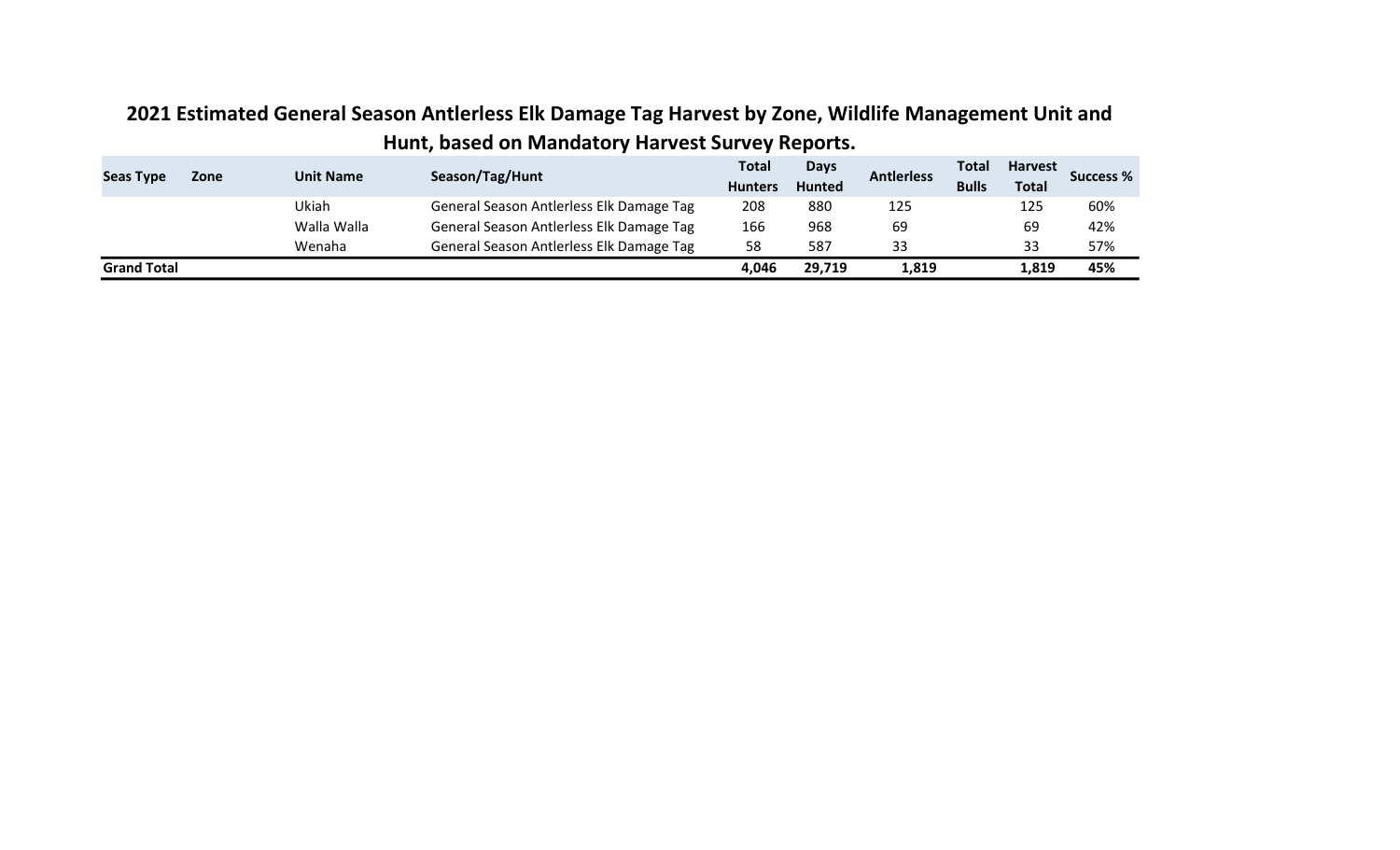## 2021 Estimated General Season Antlerless Elk Damage Tag Harvest by Zone, Wildlife Management Unit and Hunt, based on Mandatory Harvest Survey Reports.

| Seas Type | Zone | Unit Name | Season/Tag/Hunt | Total Hunters | Days Hunted | Antlerless | Total Bulls | Harvest Total | Success % |
|---|---|---|---|---|---|---|---|---|---|
| | | Ukiah | General Season Antlerless Elk Damage Tag | 208 | 880 | 125 | | 125 | 60% |
| | | Walla Walla | General Season Antlerless Elk Damage Tag | 166 | 968 | 69 | | 69 | 42% |
| | | Wenaha | General Season Antlerless Elk Damage Tag | 58 | 587 | 33 | | 33 | 57% |
| **Grand Total** | | | | **4,046** | **29,719** | **1,819** | | **1,819** | **45%** |